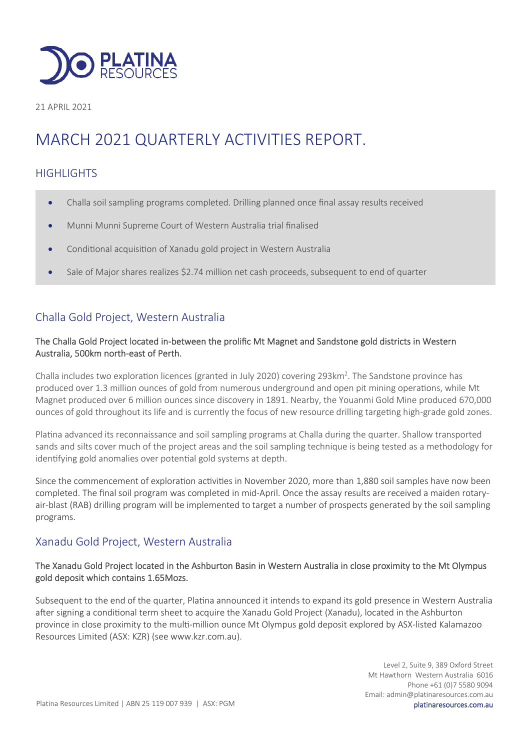21 APRIL 2021

# MARCH 2021 QUARTERLY ACTIVITIES REPORT.

## HIGHLIGHTS

- Challa soil sampling programs completed. Drilling planned once final assay results received
- Munni Munni Supreme Court of Western Australia trial finalised
- Conditional acquisition of Xanadu gold project in Western Australia
- Sale of Major shares realizes \$2.74 million net cash proceeds, subsequent to end of quarter

## Challa Gold Project, Western Australia

**The Challa Gold Project located in-between the prolific Mt Magnet and Sandstone gold districts in Western Australia, 500km north-east of Perth.**

Challa includes two exploration licences (granted in July 2020) covering 293km$^2$. The Sandstone province has produced over 1.3 million ounces of gold from numerous underground and open pit mining operations, while Mt Magnet produced over 6 million ounces since discovery in 1891. Nearby, the Youanmi Gold Mine produced 670,000 ounces of gold throughout its life and is currently the focus of new resource drilling targeting high-grade gold zones.

Platina advanced its reconnaissance and soil sampling programs at Challa during the quarter. Shallow transported sands and silts cover much of the project areas and the soil sampling technique is being tested as a methodology for identifying gold anomalies over potential gold systems at depth.

Since the commencement of exploration activities in November 2020, more than 1,880 soil samples have now been completed. The final soil program was completed in mid-April. Once the assay results are received a maiden rotary-air-blast (RAB) drilling program will be implemented to target a number of prospects generated by the soil sampling programs.

## Xanadu Gold Project, Western Australia

**The Xanadu Gold Project located in the Ashburton Basin in Western Australia in close proximity to the Mt Olympus gold deposit which contains 1.65Mozs.**

Subsequent to the end of the quarter, Platina announced it intends to expand its gold presence in Western Australia after signing a conditional term sheet to acquire the Xanadu Gold Project (Xanadu), located in the Ashburton province in close proximity to the multi-million ounce Mt Olympus gold deposit explored by ASX-listed Kalamazoo Resources Limited (ASX: KZR) (see www.kzr.com.au).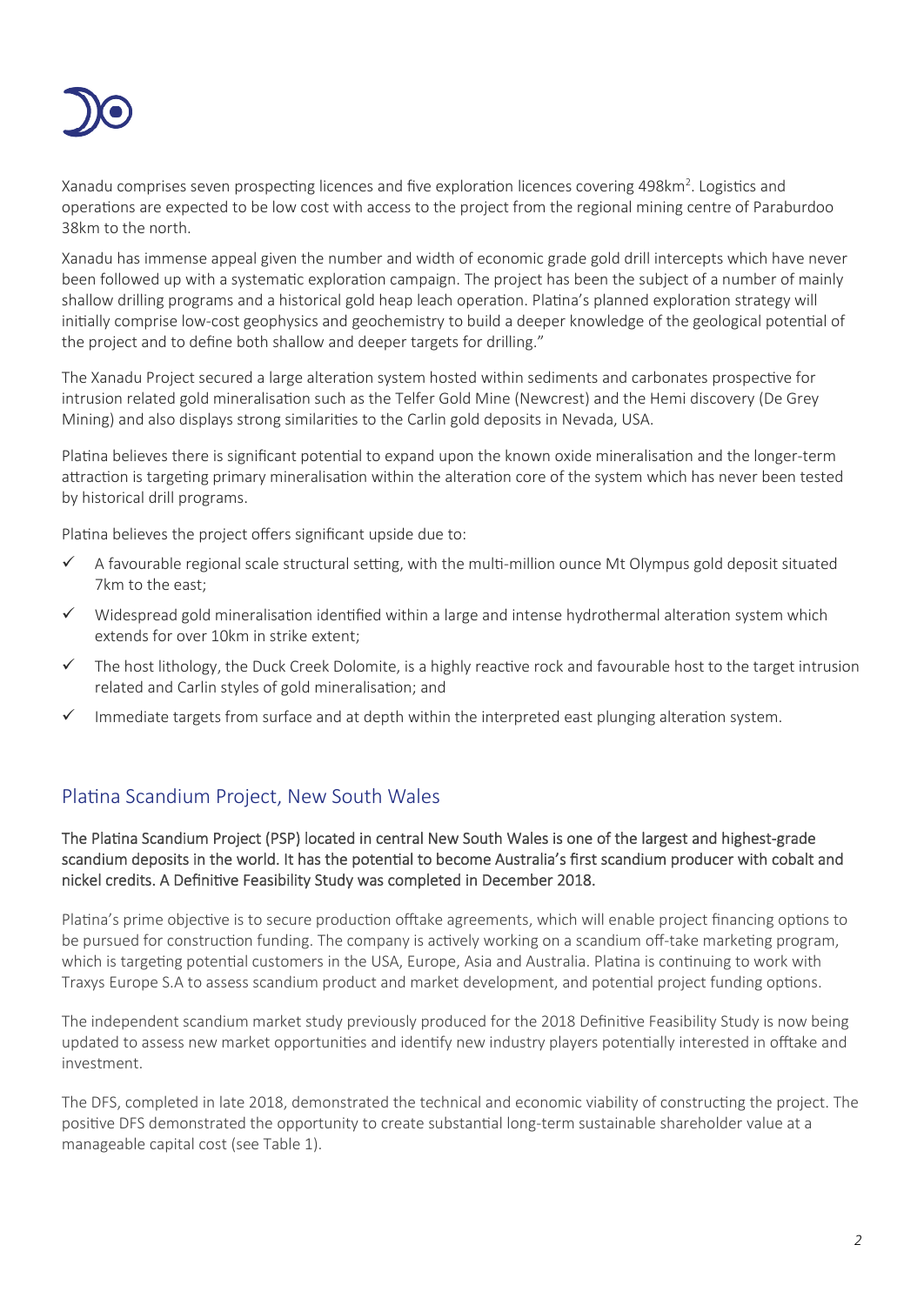Xanadu comprises seven prospecting licences and five exploration licences covering 498km[2]. Logistics and operations are expected to be low cost with access to the project from the regional mining centre of Paraburdoo 38km to the north.

Xanadu has immense appeal given the number and width of economic grade gold drill intercepts which have never been followed up with a systematic exploration campaign. The project has been the subject of a number of mainly shallow drilling programs and a historical gold heap leach operation. Platina's planned exploration strategy will initially comprise low-cost geophysics and geochemistry to build a deeper knowledge of the geological potential of the project and to define both shallow and deeper targets for drilling."

The Xanadu Project secured a large alteration system hosted within sediments and carbonates prospective for intrusion related gold mineralisation such as the Telfer Gold Mine (Newcrest) and the Hemi discovery (De Grey Mining) and also displays strong similarities to the Carlin gold deposits in Nevada, USA.

Platina believes there is significant potential to expand upon the known oxide mineralisation and the longer-term attraction is targeting primary mineralisation within the alteration core of the system which has never been tested by historical drill programs.

Platina believes the project offers significant upside due to:

- ✓ A favourable regional scale structural setting, with the multi-million ounce Mt Olympus gold deposit situated 7km to the east;
- ✓ Widespread gold mineralisation identified within a large and intense hydrothermal alteration system which extends for over 10km in strike extent;
- ✓ The host lithology, the Duck Creek Dolomite, is a highly reactive rock and favourable host to the target intrusion related and Carlin styles of gold mineralisation; and
- ✓ Immediate targets from surface and at depth within the interpreted east plunging alteration system.

## Platina Scandium Project, New South Wales

**The Platina Scandium Project (PSP) located in central New South Wales is one of the largest and highest-grade scandium deposits in the world. It has the potential to become Australia's first scandium producer with cobalt and nickel credits. A Definitive Feasibility Study was completed in December 2018.**

Platina's prime objective is to secure production offtake agreements, which will enable project financing options to be pursued for construction funding. The company is actively working on a scandium off-take marketing program, which is targeting potential customers in the USA, Europe, Asia and Australia. Platina is continuing to work with Traxys Europe S.A to assess scandium product and market development, and potential project funding options.

The independent scandium market study previously produced for the 2018 Definitive Feasibility Study is now being updated to assess new market opportunities and identify new industry players potentially interested in offtake and investment.

The DFS, completed in late 2018, demonstrated the technical and economic viability of constructing the project. The positive DFS demonstrated the opportunity to create substantial long-term sustainable shareholder value at a manageable capital cost (see Table 1).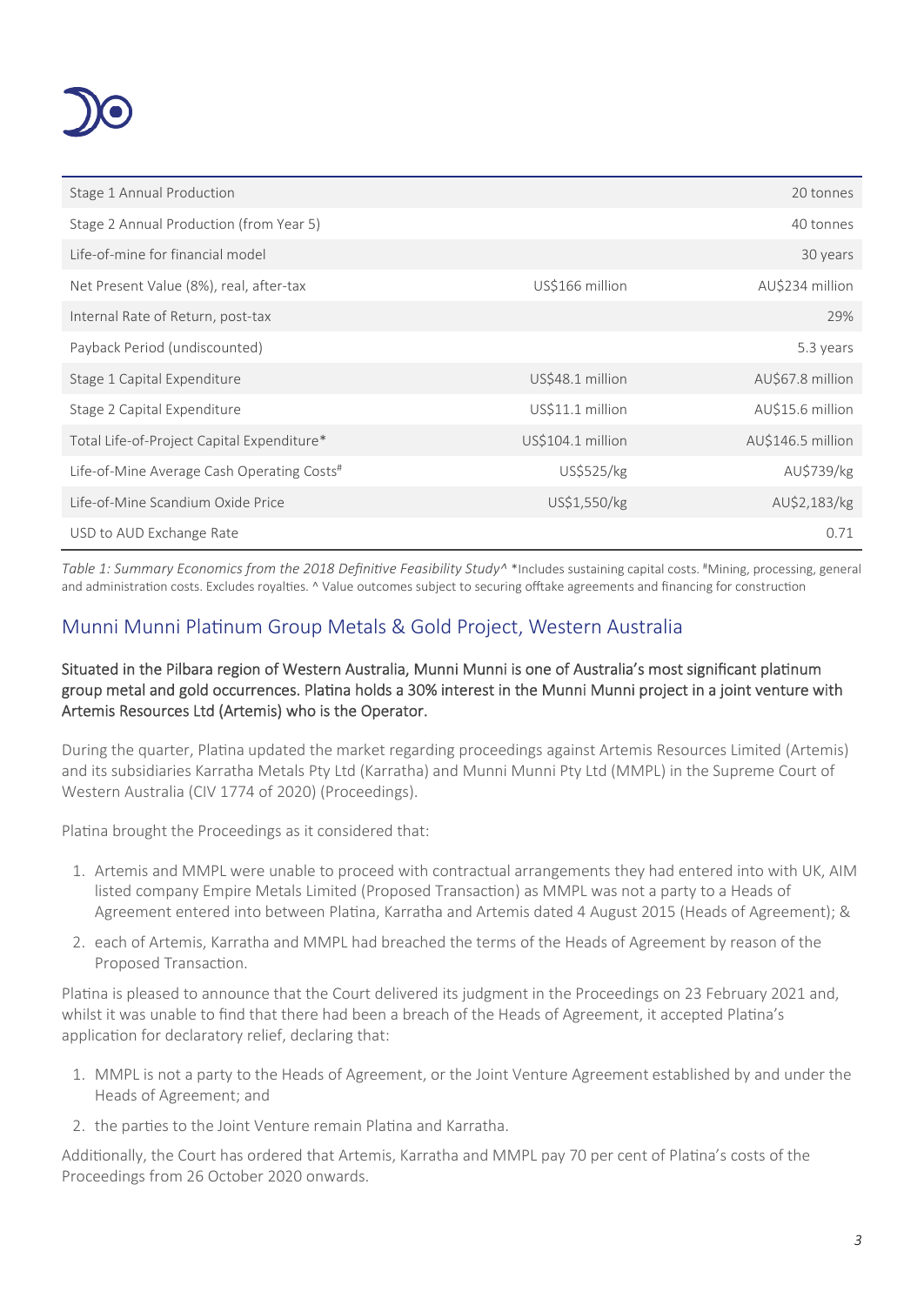| | | |
|---|---|---|
| Stage 1 Annual Production | | 20 tonnes |
| Stage 2 Annual Production (from Year 5) | | 40 tonnes |
| Life-of-mine for financial model | | 30 years |
| Net Present Value (8%), real, after-tax | US$166 million | AU$234 million |
| Internal Rate of Return, post-tax | | 29% |
| Payback Period (undiscounted) | | 5.3 years |
| Stage 1 Capital Expenditure | US$48.1 million | AU$67.8 million |
| Stage 2 Capital Expenditure | US$11.1 million | AU$15.6 million |
| Total Life-of-Project Capital Expenditure* | US$104.1 million | AU$146.5 million |
| Life-of-Mine Average Cash Operating Costs# | US$525/kg | AU$739/kg |
| Life-of-Mine Scandium Oxide Price | US$1,550/kg | AU$2,183/kg |
| USD to AUD Exchange Rate | | 0.71 |

*Table 1: Summary Economics from the 2018 Definitive Feasibility Study^* *Includes sustaining capital costs. #Mining, processing, general and administration costs. Excludes royalties. ^ Value outcomes subject to securing offtake agreements and financing for construction

## Munni Munni Platinum Group Metals & Gold Project, Western Australia

Situated in the Pilbara region of Western Australia, Munni Munni is one of Australia's most significant platinum group metal and gold occurrences. Platina holds a 30% interest in the Munni Munni project in a joint venture with Artemis Resources Ltd (Artemis) who is the Operator.

During the quarter, Platina updated the market regarding proceedings against Artemis Resources Limited (Artemis) and its subsidiaries Karratha Metals Pty Ltd (Karratha) and Munni Munni Pty Ltd (MMPL) in the Supreme Court of Western Australia (CIV 1774 of 2020) (Proceedings).

Platina brought the Proceedings as it considered that:

1. Artemis and MMPL were unable to proceed with contractual arrangements they had entered into with UK, AIM listed company Empire Metals Limited (Proposed Transaction) as MMPL was not a party to a Heads of Agreement entered into between Platina, Karratha and Artemis dated 4 August 2015 (Heads of Agreement); &
2. each of Artemis, Karratha and MMPL had breached the terms of the Heads of Agreement by reason of the Proposed Transaction.

Platina is pleased to announce that the Court delivered its judgment in the Proceedings on 23 February 2021 and, whilst it was unable to find that there had been a breach of the Heads of Agreement, it accepted Platina's application for declaratory relief, declaring that:

1. MMPL is not a party to the Heads of Agreement, or the Joint Venture Agreement established by and under the Heads of Agreement; and
2. the parties to the Joint Venture remain Platina and Karratha.

Additionally, the Court has ordered that Artemis, Karratha and MMPL pay 70 per cent of Platina's costs of the Proceedings from 26 October 2020 onwards.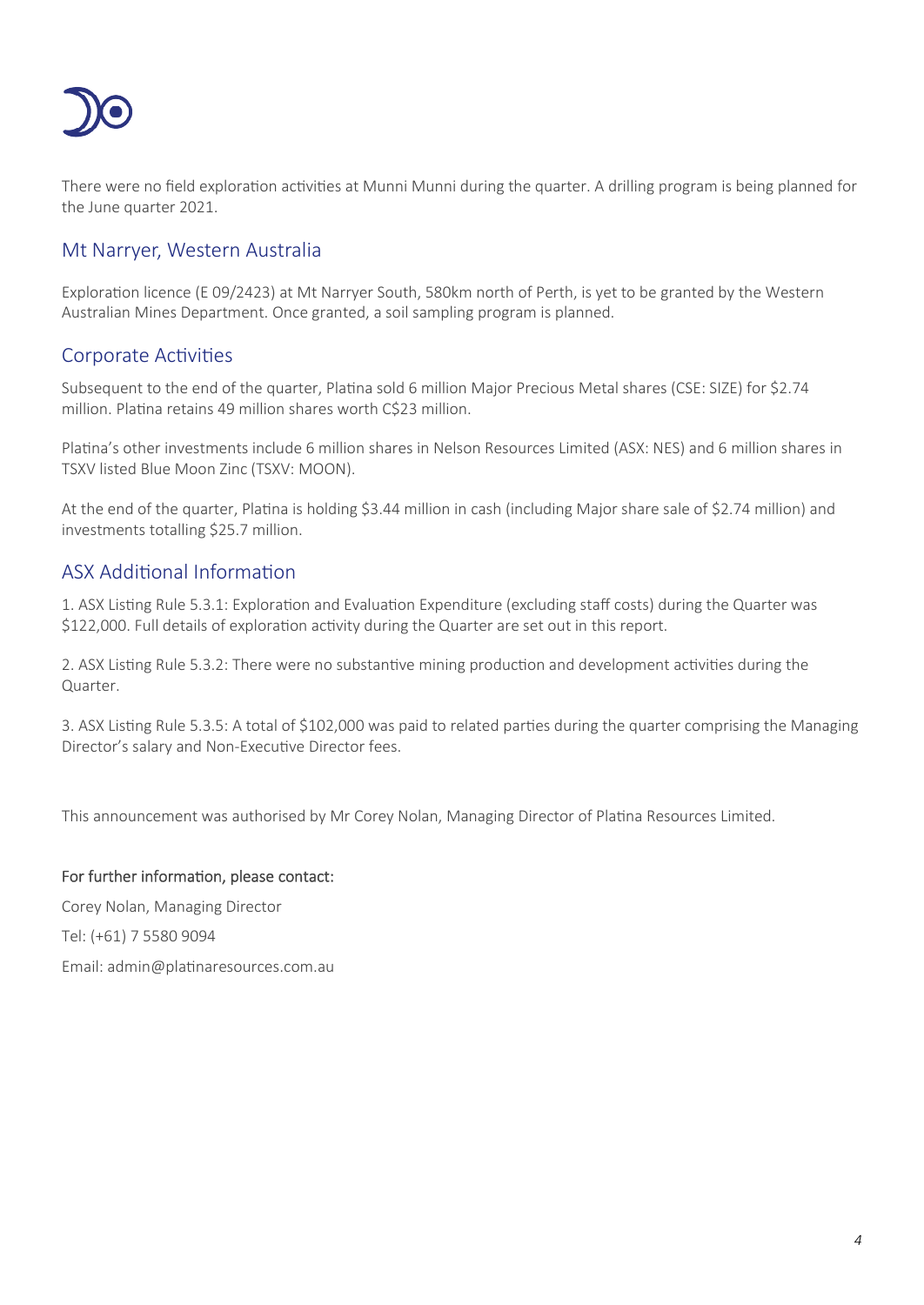There were no field exploration activities at Munni Munni during the quarter. A drilling program is being planned for the June quarter 2021.

## Mt Narryer, Western Australia

Exploration licence (E 09/2423) at Mt Narryer South, 580km north of Perth, is yet to be granted by the Western Australian Mines Department. Once granted, a soil sampling program is planned.

## Corporate Activities

Subsequent to the end of the quarter, Platina sold 6 million Major Precious Metal shares (CSE: SIZE) for $2.74 million. Platina retains 49 million shares worth C$23 million.

Platina's other investments include 6 million shares in Nelson Resources Limited (ASX: NES) and 6 million shares in TSXV listed Blue Moon Zinc (TSXV: MOON).

At the end of the quarter, Platina is holding $3.44 million in cash (including Major share sale of $2.74 million) and investments totalling $25.7 million.

## ASX Additional Information

1. ASX Listing Rule 5.3.1: Exploration and Evaluation Expenditure (excluding staff costs) during the Quarter was $122,000. Full details of exploration activity during the Quarter are set out in this report.

2. ASX Listing Rule 5.3.2: There were no substantive mining production and development activities during the Quarter.

3. ASX Listing Rule 5.3.5: A total of $102,000 was paid to related parties during the quarter comprising the Managing Director's salary and Non-Executive Director fees.

This announcement was authorised by Mr Corey Nolan, Managing Director of Platina Resources Limited.

**For further information, please contact:**

Corey Nolan, Managing Director

Tel: (+61) 7 5580 9094

Email: admin@platinaresources.com.au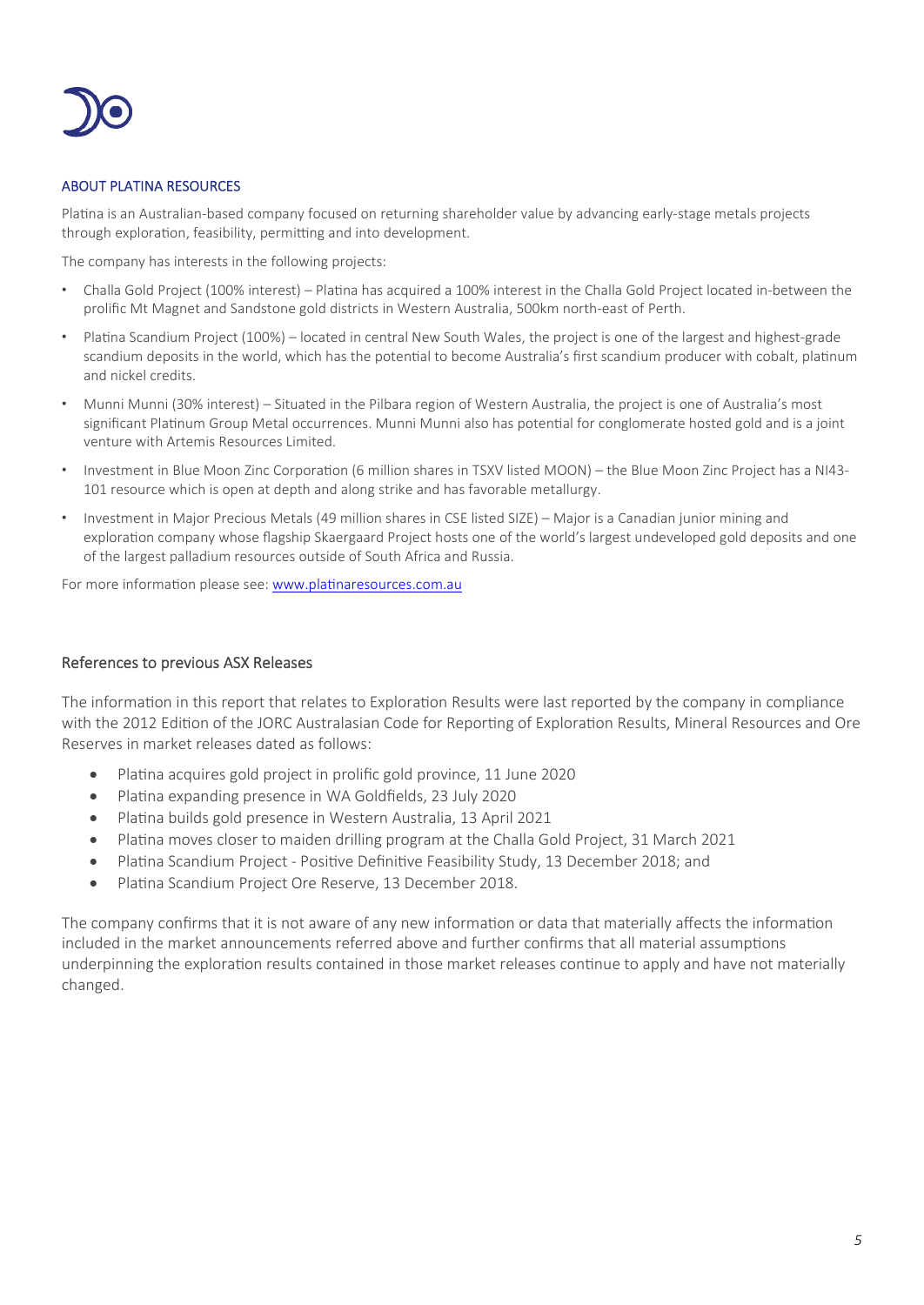## ABOUT PLATINA RESOURCES

Platina is an Australian-based company focused on returning shareholder value by advancing early-stage metals projects through exploration, feasibility, permitting and into development.

The company has interests in the following projects:

- Challa Gold Project (100% interest) – Platina has acquired a 100% interest in the Challa Gold Project located in-between the prolific Mt Magnet and Sandstone gold districts in Western Australia, 500km north-east of Perth.
- Platina Scandium Project (100%) – located in central New South Wales, the project is one of the largest and highest-grade scandium deposits in the world, which has the potential to become Australia's first scandium producer with cobalt, platinum and nickel credits.
- Munni Munni (30% interest) – Situated in the Pilbara region of Western Australia, the project is one of Australia's most significant Platinum Group Metal occurrences. Munni Munni also has potential for conglomerate hosted gold and is a joint venture with Artemis Resources Limited.
- Investment in Blue Moon Zinc Corporation (6 million shares in TSXV listed MOON) – the Blue Moon Zinc Project has a NI43-101 resource which is open at depth and along strike and has favorable metallurgy.
- Investment in Major Precious Metals (49 million shares in CSE listed SIZE) – Major is a Canadian junior mining and exploration company whose flagship Skaergaard Project hosts one of the world's largest undeveloped gold deposits and one of the largest palladium resources outside of South Africa and Russia.

For more information please see: [www.platinaresources.com.au](http://www.platinaresources.com.au)

## References to previous ASX Releases

The information in this report that relates to Exploration Results were last reported by the company in compliance with the 2012 Edition of the JORC Australasian Code for Reporting of Exploration Results, Mineral Resources and Ore Reserves in market releases dated as follows:

- Platina acquires gold project in prolific gold province, 11 June 2020
- Platina expanding presence in WA Goldfields, 23 July 2020
- Platina builds gold presence in Western Australia, 13 April 2021
- Platina moves closer to maiden drilling program at the Challa Gold Project, 31 March 2021
- Platina Scandium Project - Positive Definitive Feasibility Study, 13 December 2018; and
- Platina Scandium Project Ore Reserve, 13 December 2018.

The company confirms that it is not aware of any new information or data that materially affects the information included in the market announcements referred above and further confirms that all material assumptions underpinning the exploration results contained in those market releases continue to apply and have not materially changed.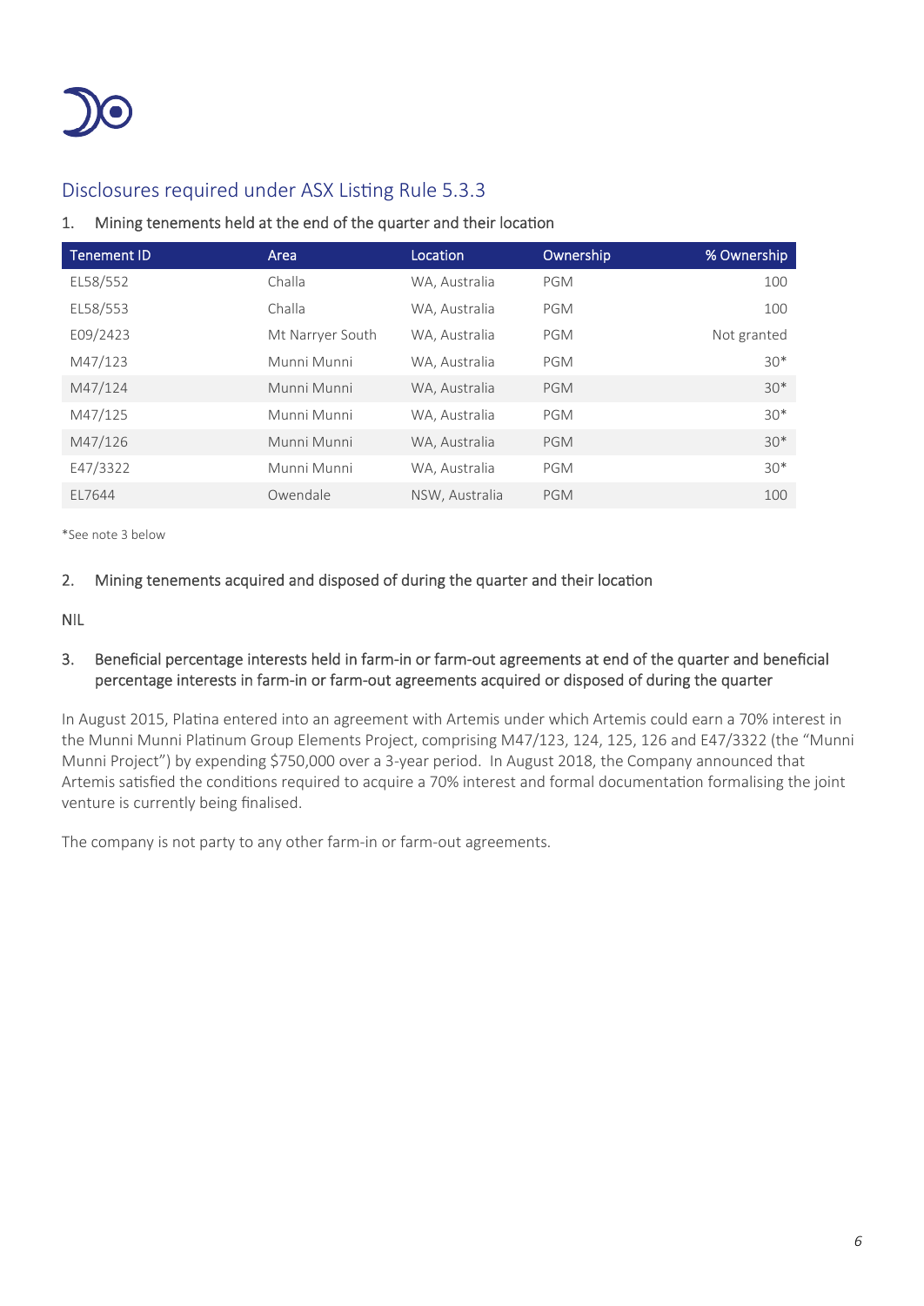## Disclosures required under ASX Listing Rule 5.3.3

1. Mining tenements held at the end of the quarter and their location

| Tenement ID | Area | Location | Ownership | % Ownership |
|---|---|---|---|---|
| EL58/552 | Challa | WA, Australia | PGM | 100 |
| EL58/553 | Challa | WA, Australia | PGM | 100 |
| E09/2423 | Mt Narryer South | WA, Australia | PGM | Not granted |
| M47/123 | Munni Munni | WA, Australia | PGM | 30* |
| M47/124 | Munni Munni | WA, Australia | PGM | 30* |
| M47/125 | Munni Munni | WA, Australia | PGM | 30* |
| M47/126 | Munni Munni | WA, Australia | PGM | 30* |
| E47/3322 | Munni Munni | WA, Australia | PGM | 30* |
| EL7644 | Owendale | NSW, Australia | PGM | 100 |

*See note 3 below

2. Mining tenements acquired and disposed of during the quarter and their location

NIL

3. Beneficial percentage interests held in farm-in or farm-out agreements at end of the quarter and beneficial percentage interests in farm-in or farm-out agreements acquired or disposed of during the quarter

In August 2015, Platina entered into an agreement with Artemis under which Artemis could earn a 70% interest in the Munni Munni Platinum Group Elements Project, comprising M47/123, 124, 125, 126 and E47/3322 (the "Munni Munni Project") by expending $750,000 over a 3-year period. In August 2018, the Company announced that Artemis satisfied the conditions required to acquire a 70% interest and formal documentation formalising the joint venture is currently being finalised.

The company is not party to any other farm-in or farm-out agreements.